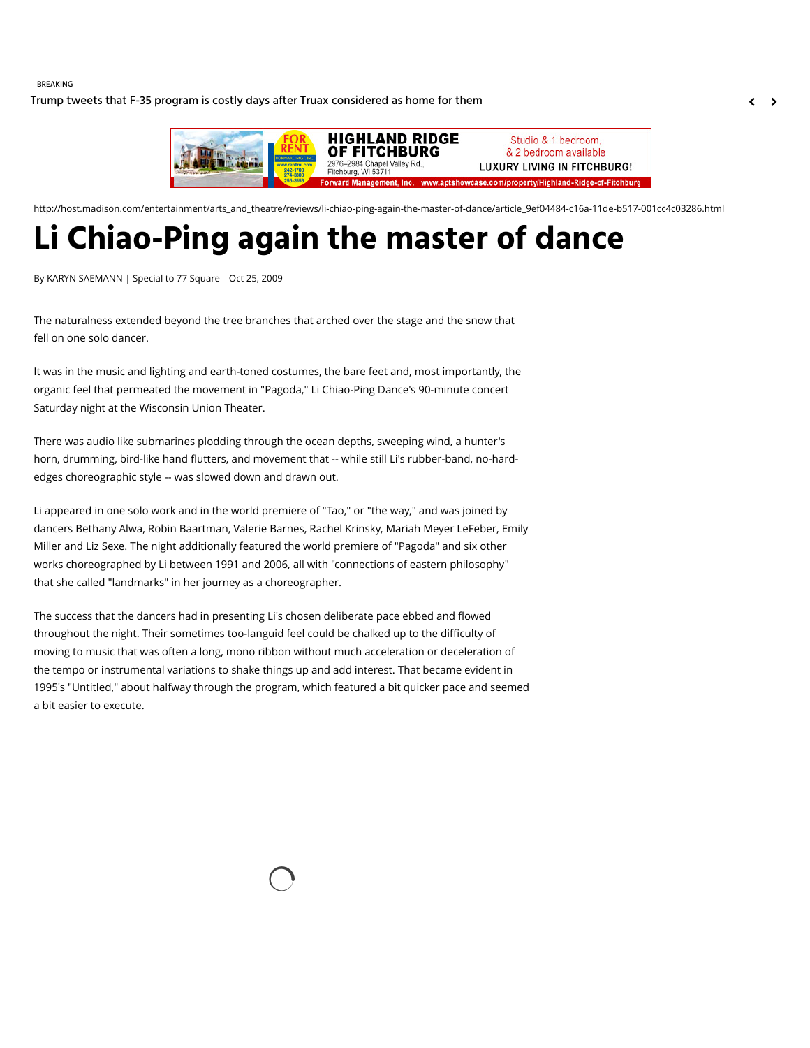# Li Chiao-Ping again the master of dance

By KARYN SAEMANN | Special to 77 Square Oct 25, 2009

The naturalness extended beyond the tree branches that arched over the stage and the snow that fell on one solo dancer.

It was in the music and lighting and earth-toned costumes, the bare feet and, most importantly, the organic feel that permeated the movement in "Pagoda," Li Chiao-Ping Dance's 90-minute concert Saturday night at the Wisconsin Union Theater.

There was audio like submarines plodding through the ocean depths, sweeping wind, a hunter's horn, drumming, bird-like hand flutters, and movement that -- while still Li's rubber-band, no-hard-edges choreographic style -- was slowed down and drawn out.

Li appeared in one solo work and in the world premiere of "Tao," or "the way," and was joined by dancers Bethany Alwa, Robin Baartman, Valerie Barnes, Rachel Krinsky, Mariah Meyer LeFeber, Emily Miller and Liz Sexe. The night additionally featured the world premiere of "Pagoda" and six other works choreographed by Li between 1991 and 2006, all with "connections of eastern philosophy" that she called "landmarks" in her journey as a choreographer.

The success that the dancers had in presenting Li's chosen deliberate pace ebbed and flowed throughout the night. Their sometimes too-languid feel could be chalked up to the difficulty of moving to music that was often a long, mono ribbon without much acceleration or deceleration of the tempo or instrumental variations to shake things up and add interest. That became evident in 1995's "Untitled," about halfway through the program, which featured a bit quicker pace and seemed a bit easier to execute.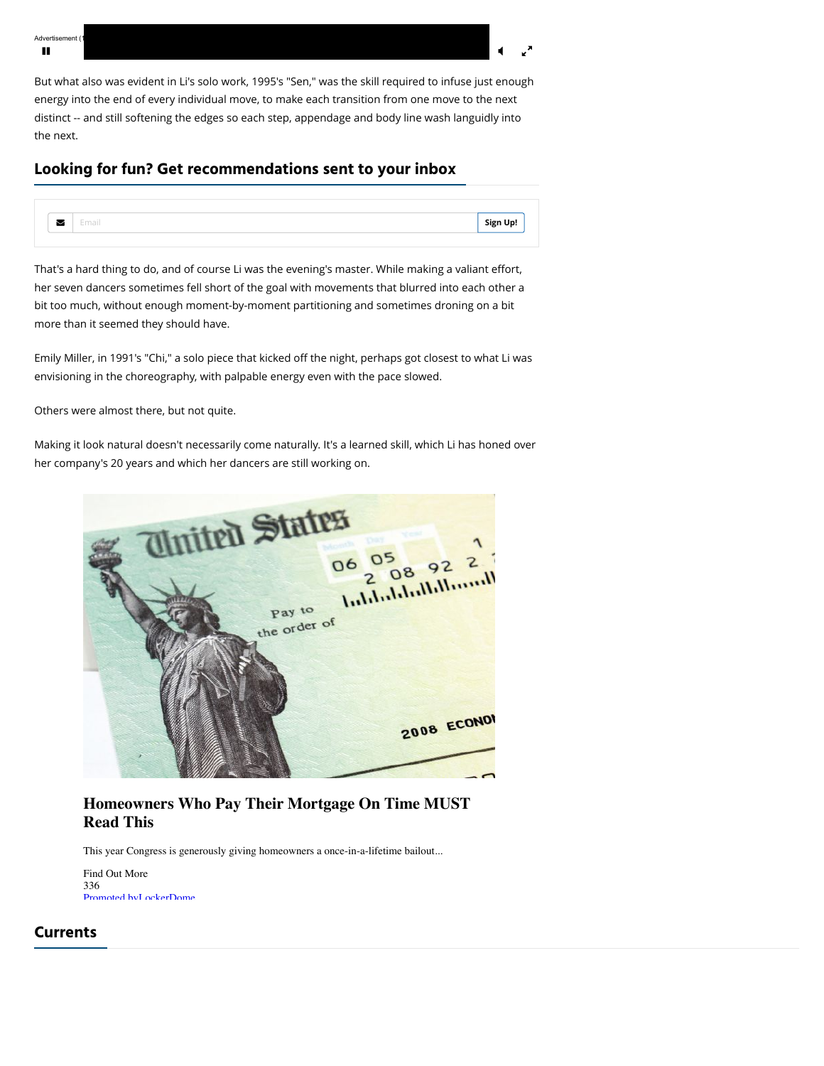But what also was evident in Li's solo work, 1995's "Sen," was the skill required to infuse just enough energy into the end of every individual move, to make each transition from one move to the next distinct -- and still softening the edges so each step, appendage and body line wash languidly into the next.

## Looking for fun? Get recommendations sent to your inbox

Sign Up!

That's a hard thing to do, and of course Li was the evening's master. While making a valiant effort, her seven dancers sometimes fell short of the goal with movements that blurred into each other a bit too much, without enough moment-by-moment partitioning and sometimes droning on a bit more than it seemed they should have.

Emily Miller, in 1991's "Chi," a solo piece that kicked off the night, perhaps got closest to what Li was envisioning in the choreography, with palpable energy even with the pace slowed.

Others were almost there, but not quite.

Making it look natural doesn't necessarily come naturally. It's a learned skill, which Li has honed over her company's 20 years and which her dancers are still working on.

### Homeowners Who Pay Their Mortgage On Time MUST Read This

This year Congress is generously giving homeowners a once-in-a-lifetime bailout...

Find Out More
336
Promoted by LockerDome

## Currents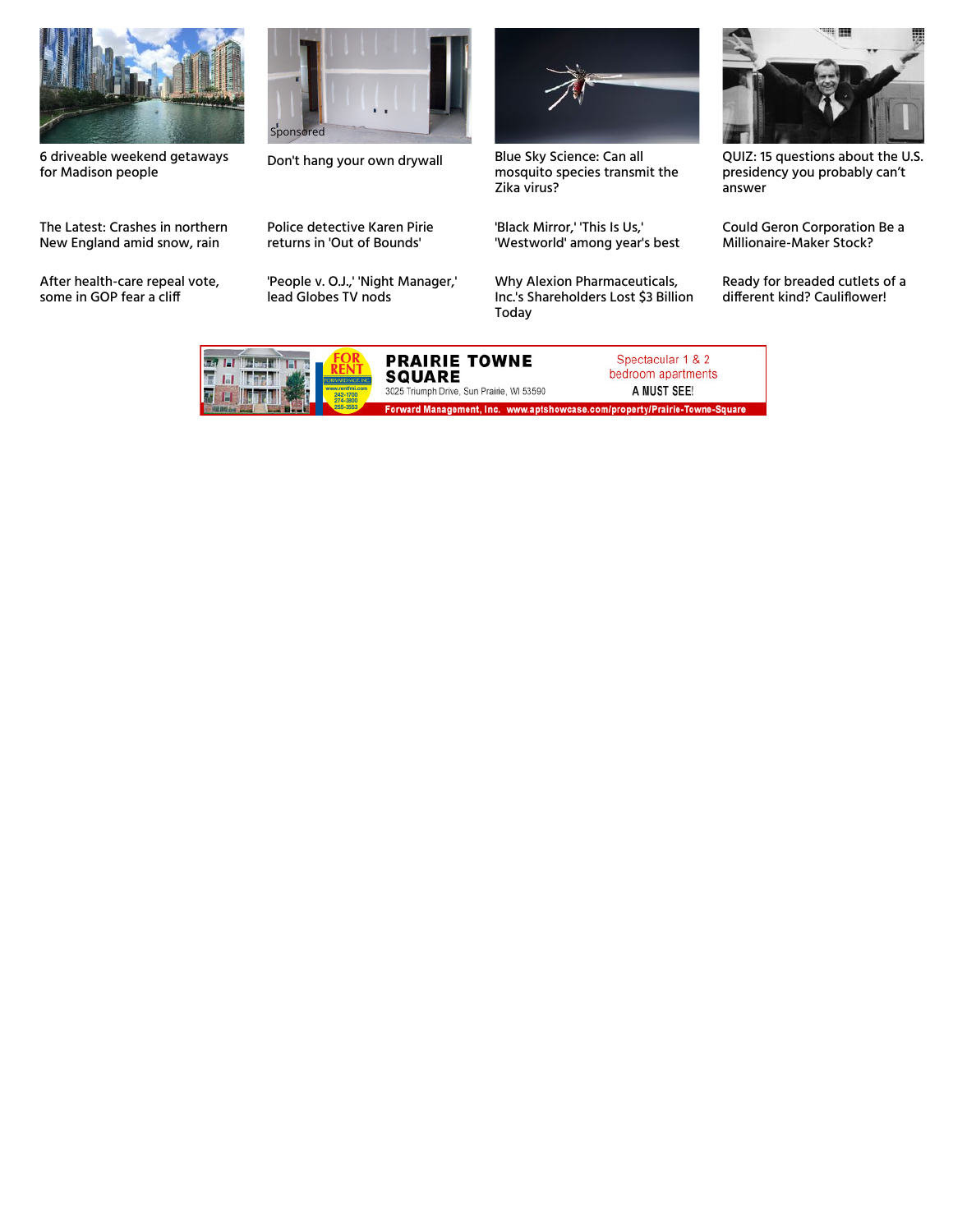6 driveable weekend getaways for Madison people

Sponsored

Don't hang your own drywall

Blue Sky Science: Can all mosquito species transmit the Zika virus?

QUIZ: 15 questions about the U.S. presidency you probably can't answer

The Latest: Crashes in northern New England amid snow, rain

Police detective Karen Pirie returns in 'Out of Bounds'

'Black Mirror,' 'This Is Us,' 'Westworld' among year's best

Could Geron Corporation Be a Millionaire-Maker Stock?

After health-care repeal vote, some in GOP fear a cliff

'People v. O.J.,' 'Night Manager,' lead Globes TV nods

Why Alexion Pharmaceuticals, Inc.'s Shareholders Lost $3 Billion Today

Ready for breaded cutlets of a different kind? Cauliflower!

FOR RENT

FORWARD MGT. INC.

www.rentfmi.com

242-1700

274-3800

255-3553

PRAIRIE TOWNE SQUARE

3025 Triumph Drive, Sun Prairie, WI 53590

Spectacular 1 & 2 bedroom apartments

A MUST SEE!

Forward Management, Inc. www.aptshowcase.com/property/Prairie-Towne-Square